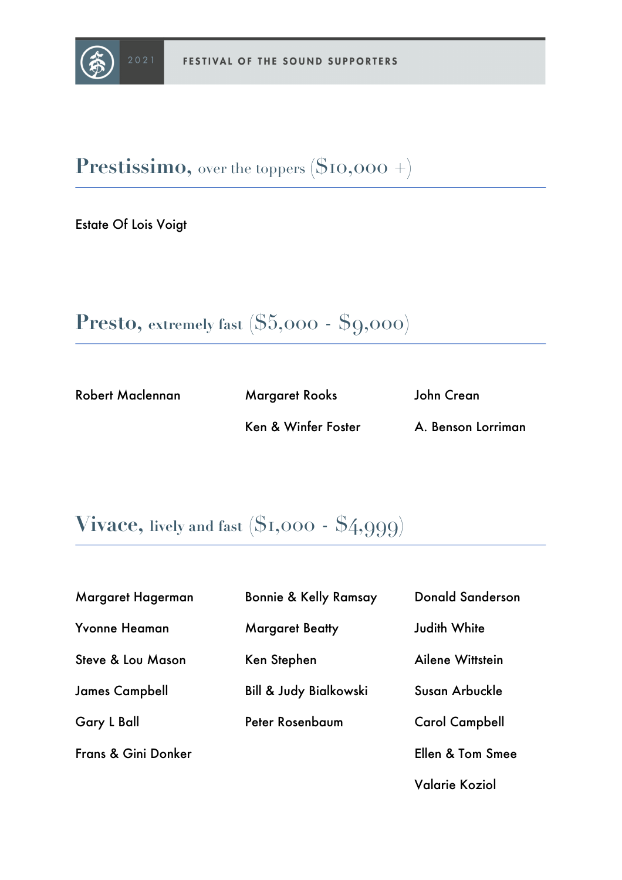# 2021 FESTIVAL OF THE SOUND SUPPORTERS

## Prestissimo, over the toppers ($10,000 +)

Estate Of Lois Voigt

## Presto, extremely fast ($5,000 - $9,000)

Robert Maclennan

Margaret Rooks

Ken & Winfer Foster

John Crean

A. Benson Lorriman

## Vivace, lively and fast ($1,000 - $4,999)

Margaret Hagerman

Yvonne Heaman

Steve & Lou Mason

James Campbell

Gary L Ball

Frans & Gini Donker

Bonnie & Kelly Ramsay

Margaret Beatty

Ken Stephen

Bill & Judy Bialkowski

Peter Rosenbaum

Donald Sanderson

Judith White

Ailene Wittstein

Susan Arbuckle

Carol Campbell

Ellen & Tom Smee

Valarie Koziol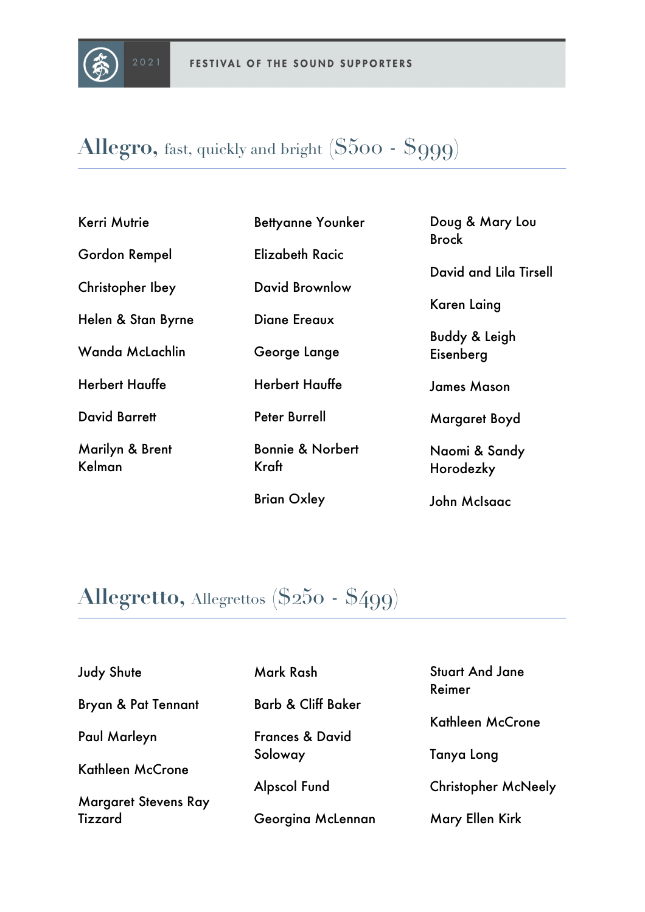## Allegro, fast, quickly and bright ($500 - $999)

Kerri Mutrie

Gordon Rempel

Christopher Ibey

Helen & Stan Byrne

Wanda McLachlin

Herbert Hauffe

David Barrett

Marilyn & Brent Kelman

Bettyanne Younker

Elizabeth Racic

David Brownlow

Diane Ereaux

George Lange

Herbert Hauffe

Peter Burrell

Bonnie & Norbert Kraft

Brian Oxley

Doug & Mary Lou Brock

David and Lila Tirsell

Karen Laing

Buddy & Leigh Eisenberg

James Mason

Margaret Boyd

Naomi & Sandy Horodezky

John McIsaac

## Allegretto, Allegrettos ($250 - $499)

Judy Shute

Bryan & Pat Tennant

Paul Marleyn

Kathleen McCrone

Margaret Stevens Ray Tizzard

Mark Rash

Barb & Cliff Baker

Frances & David Soloway

Alpscol Fund

Georgina McLennan

Stuart And Jane Reimer

Kathleen McCrone

Tanya Long

Christopher McNeely

Mary Ellen Kirk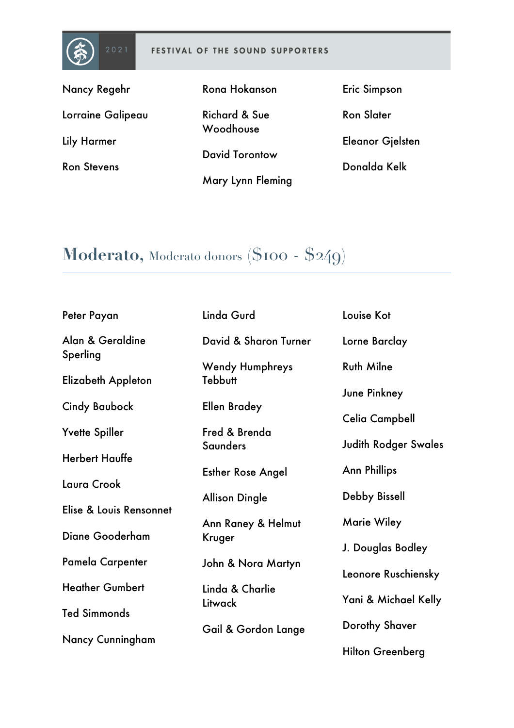Nancy Regehr

Lorraine Galipeau

Lily Harmer

Ron Stevens

Rona Hokanson

Richard & Sue Woodhouse

David Torontow

Mary Lynn Fleming

Eric Simpson

Ron Slater

Eleanor Gjelsten

Donalda Kelk

## Moderato, Moderato donors ($100 - $249)

Peter Payan

Alan & Geraldine Sperling

Elizabeth Appleton

Cindy Baubock

Yvette Spiller

Herbert Hauffe

Laura Crook

Elise & Louis Rensonnet

Diane Gooderham

Pamela Carpenter

Heather Gumbert

Ted Simmonds

Nancy Cunningham

Linda Gurd

David & Sharon Turner

Wendy Humphreys Tebbutt

Ellen Bradey

Fred & Brenda Saunders

Esther Rose Angel

Allison Dingle

Ann Raney & Helmut Kruger

John & Nora Martyn

Linda & Charlie Litwack

Gail & Gordon Lange

Louise Kot

Lorne Barclay

Ruth Milne

June Pinkney

Celia Campbell

Judith Rodger Swales

Ann Phillips

Debby Bissell

Marie Wiley

J. Douglas Bodley

Leonore Ruschiensky

Yani & Michael Kelly

Dorothy Shaver

Hilton Greenberg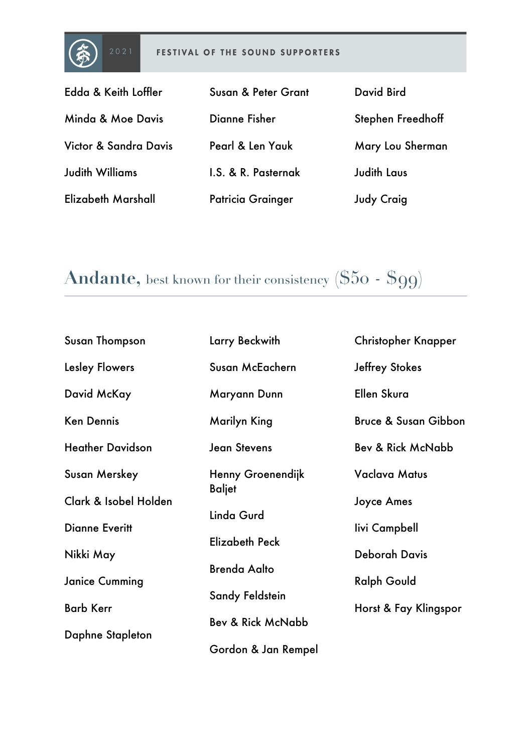Edda & Keith Loffler

Minda & Moe Davis

Victor & Sandra Davis

Judith Williams

Elizabeth Marshall

Susan & Peter Grant

Dianne Fisher

Pearl & Len Yauk

I.S. & R. Pasternak

Patricia Grainger

David Bird

Stephen Freedhoff

Mary Lou Sherman

Judith Laus

Judy Craig

## Andante, best known for their consistency ($50 - $99)

Susan Thompson

Lesley Flowers

David McKay

Ken Dennis

Heather Davidson

Susan Merskey

Clark & Isobel Holden

Dianne Everitt

Nikki May

Janice Cumming

Barb Kerr

Daphne Stapleton

Larry Beckwith

Susan McEachern

Maryann Dunn

Marilyn King

Jean Stevens

Henny Groenendijk Baljet

Linda Gurd

Elizabeth Peck

Brenda Aalto

Sandy Feldstein

Bev & Rick McNabb

Gordon & Jan Rempel

Christopher Knapper

Jeffrey Stokes

Ellen Skura

Bruce & Susan Gibbon

Bev & Rick McNabb

Vaclava Matus

Joyce Ames

Iivi Campbell

Deborah Davis

Ralph Gould

Horst & Fay Klingspor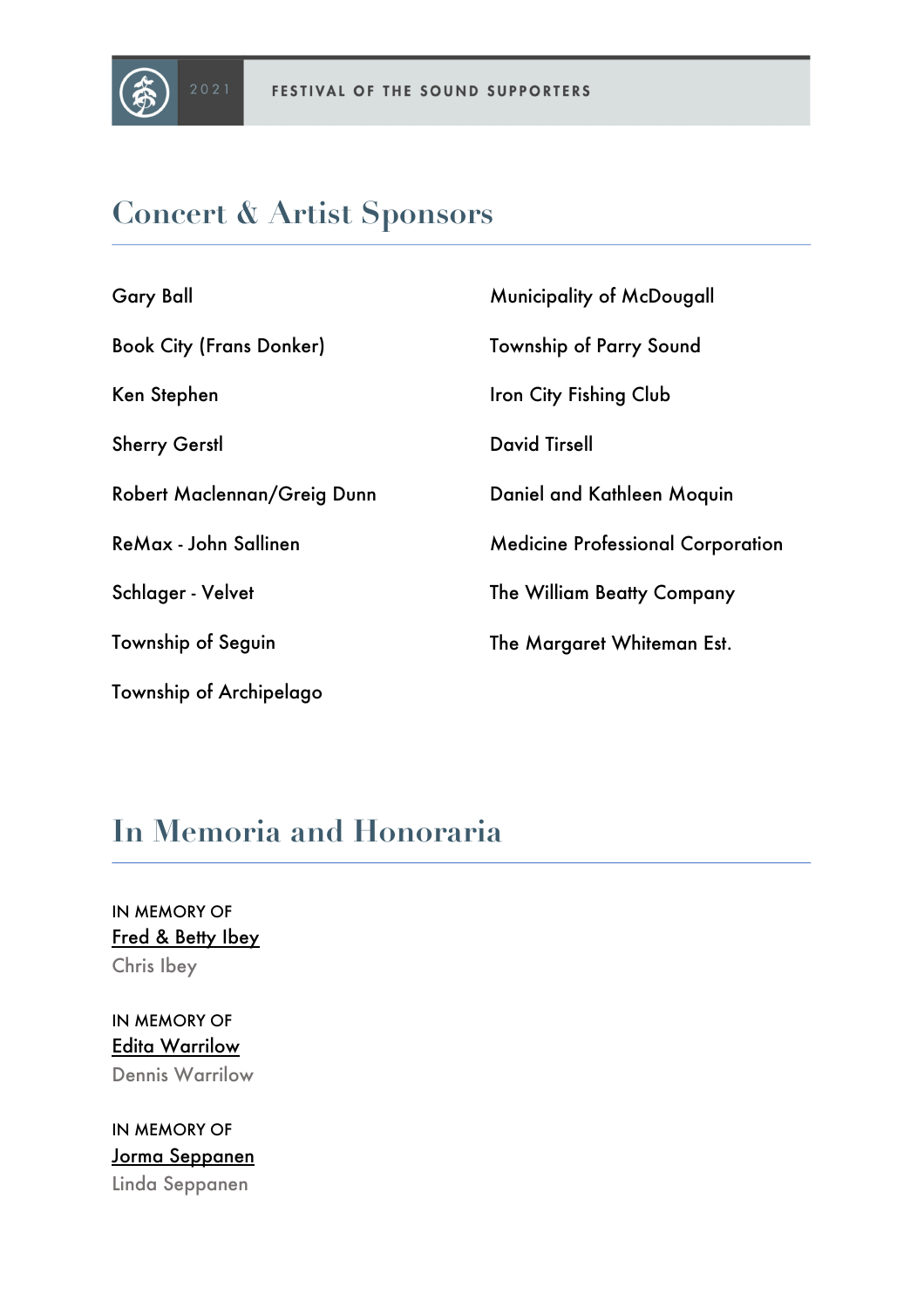## Concert & Artist Sponsors

Gary Ball

Book City (Frans Donker)

Ken Stephen

Sherry Gerstl

Robert Maclennan/Greig Dunn

ReMax - John Sallinen

Schlager - Velvet

Township of Seguin

Township of Archipelago

Municipality of McDougall

Township of Parry Sound

Iron City Fishing Club

David Tirsell

Daniel and Kathleen Moquin

Medicine Professional Corporation

The William Beatty Company

The Margaret Whiteman Est.

## In Memoria and Honoraria

IN MEMORY OF
Fred & Betty Ibey
Chris Ibey

IN MEMORY OF
Edita Warrilow
Dennis Warrilow

IN MEMORY OF
Jorma Seppanen
Linda Seppanen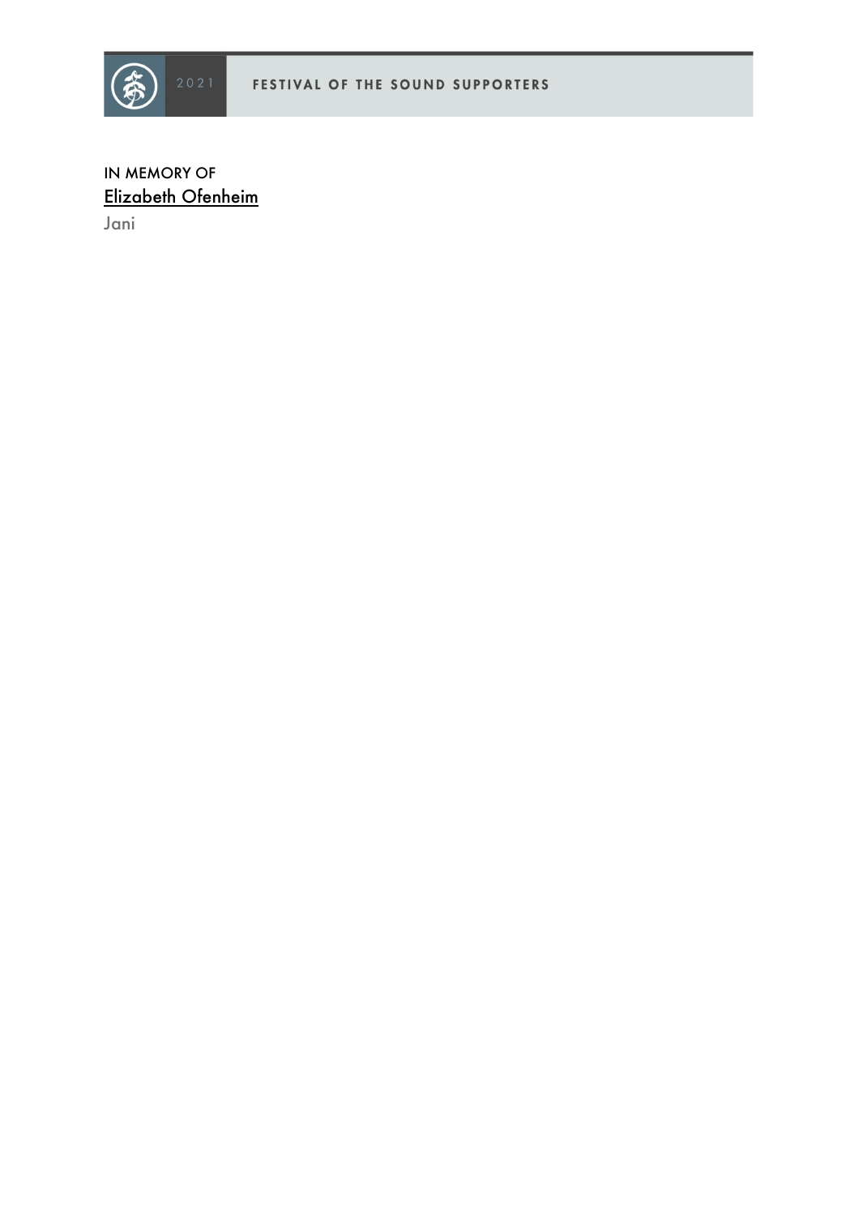IN MEMORY OF

Elizabeth Ofenheim

Jani